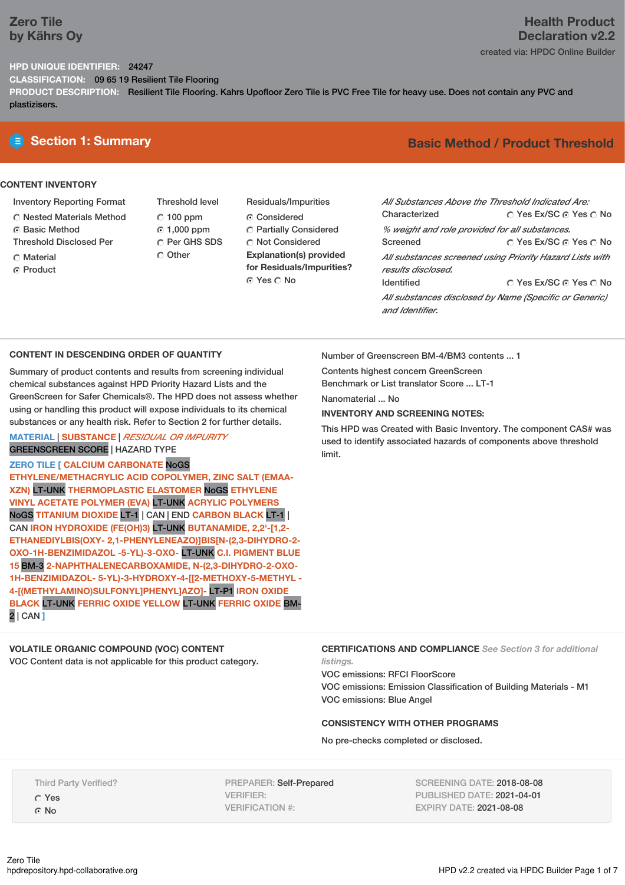# Zero Tile
by Kährs Oy

# Health Product Declaration v2.2

created via: HPDC Online Builder

**HPD UNIQUE IDENTIFIER:** 24247

**CLASSIFICATION:** 09 65 19 Resilient Tile Flooring

**PRODUCT DESCRIPTION:** Resilient Tile Flooring. Kahrs Upofloor Zero Tile is PVC Free Tile for heavy use. Does not contain any PVC and plastizisers.

## Section 1: Summary

**Basic Method / Product Threshold**

### CONTENT INVENTORY

Inventory Reporting Format
- ○ Nested Materials Method
- ◉ Basic Method

Threshold Disclosed Per
- ○ Material
- ◉ Product

Threshold level
- ○ 100 ppm
- ◉ 1,000 ppm
- ○ Per GHS SDS
- ○ Other

Residuals/Impurities
- ◉ Considered
- ○ Partially Considered
- ○ Not Considered

**Explanation(s) provided for Residuals/Impurities?**
◉ Yes ○ No

*All Substances Above the Threshold Indicated Are:*

Characterized ○ Yes Ex/SC ◉ Yes ○ No
*% weight and role provided for all substances.*

Screened ○ Yes Ex/SC ◉ Yes ○ No
*All substances screened using Priority Hazard Lists with results disclosed.*

Identified ○ Yes Ex/SC ◉ Yes ○ No
*All substances disclosed by Name (Specific or Generic) and Identifier.*

### CONTENT IN DESCENDING ORDER OF QUANTITY

Summary of product contents and results from screening individual chemical substances against HPD Priority Hazard Lists and the GreenScreen for Safer Chemicals®. The HPD does not assess whether using or handling this product will expose individuals to its chemical substances or any health risk. Refer to Section 2 for further details.

MATERIAL | SUBSTANCE | *RESIDUAL OR IMPURITY*
GREENSCREEN SCORE | HAZARD TYPE

**ZERO TILE [ CALCIUM CARBONATE** NoGS **ETHYLENE/METHACRYLIC ACID COPOLYMER, ZINC SALT (EMAA-XZN)** LT-UNK **THERMOPLASTIC ELASTOMER** NoGS **ETHYLENE VINYL ACETATE POLYMER (EVA)** LT-UNK **ACRYLIC POLYMERS** NoGS **TITANIUM DIOXIDE** LT-1 | CAN | END **CARBON BLACK** LT-1 | CAN **IRON HYDROXIDE (FE(OH)3)** LT-UNK **BUTANAMIDE, 2,2'-[1,2-ETHANEDIYLBIS(OXY- 2,1-PHENYLENEAZO)]BIS[N-(2,3-DIHYDRO-2-OXO-1H-BENZIMIDAZOL -5-YL)-3-OXO-** LT-UNK **C.I. PIGMENT BLUE 15** BM-3 **2-NAPHTHALENECARBOXAMIDE, N-(2,3-DIHYDRO-2-OXO-1H-BENZIMIDAZOL- 5-YL)-3-HYDROXY-4-[[2-METHOXY-5-METHYL -4-[(METHYLAMINO)SULFONYL]PHENYL]AZO]-** LT-P1 **IRON OXIDE BLACK** LT-UNK **FERRIC OXIDE YELLOW** LT-UNK **FERRIC OXIDE** BM-2 | CAN **]**

Number of Greenscreen BM-4/BM3 contents ... 1

Contents highest concern GreenScreen Benchmark or List translator Score ... LT-1

Nanomaterial ... No

**INVENTORY AND SCREENING NOTES:**

This HPD was Created with Basic Inventory. The component CAS# was used to identify associated hazards of components above threshold limit.

### VOLATILE ORGANIC COMPOUND (VOC) CONTENT

VOC Content data is not applicable for this product category.

### CERTIFICATIONS AND COMPLIANCE *See Section 3 for additional listings.*

VOC emissions: RFCI FloorScore
VOC emissions: Emission Classification of Building Materials - M1
VOC emissions: Blue Angel

### CONSISTENCY WITH OTHER PROGRAMS

No pre-checks completed or disclosed.

Third Party Verified?
- ○ Yes
- ◉ No

PREPARER: Self-Prepared
VERIFIER:
VERIFICATION #:

SCREENING DATE: 2018-08-08
PUBLISHED DATE: 2021-04-01
EXPIRY DATE: 2021-08-08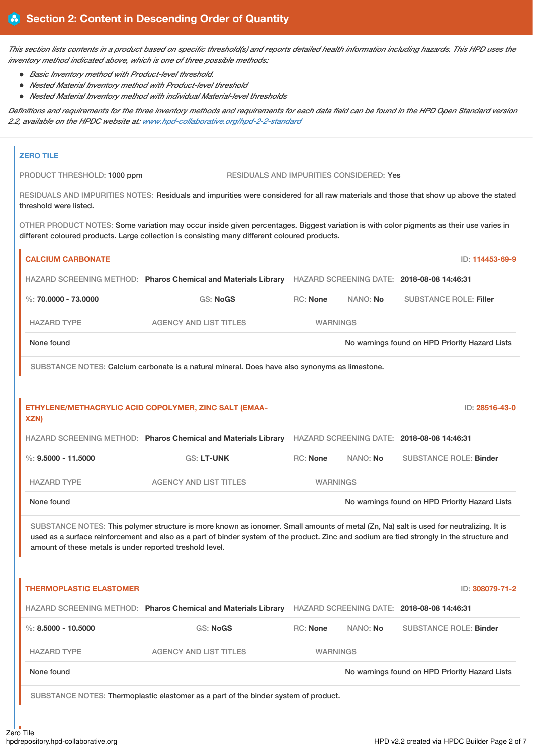## Section 2: Content in Descending Order of Quantity

*This section lists contents in a product based on specific threshold(s) and reports detailed health information including hazards. This HPD uses the inventory method indicated above, which is one of three possible methods:*

- *Basic Inventory method with Product-level threshold.*
- *Nested Material Inventory method with Product-level threshold*
- *Nested Material Inventory method with individual Material-level thresholds*

*Definitions and requirements for the three inventory methods and requirements for each data field can be found in the HPD Open Standard version 2.2, available on the HPDC website at: www.hpd-collaborative.org/hpd-2-2-standard*

### ZERO TILE

PRODUCT THRESHOLD: 1000 ppm

RESIDUALS AND IMPURITIES CONSIDERED: Yes

RESIDUALS AND IMPURITIES NOTES: Residuals and impurities were considered for all raw materials and those that show up above the stated threshold were listed.

OTHER PRODUCT NOTES: Some variation may occur inside given percentages. Biggest variation is with color pigments as their use varies in different coloured products. Large collection is consisting many different coloured products.

#### CALCIUM CARBONATE

ID: 114453-69-9

HAZARD SCREENING METHOD: **Pharos Chemical and Materials Library** HAZARD SCREENING DATE: **2018-08-08 14:46:31**

%: **70.0000 - 73.0000** GS: **NoGS** RC: **None** NANO: **No** SUBSTANCE ROLE: **Filler**

| HAZARD TYPE | AGENCY AND LIST TITLES | WARNINGS |
| --- | --- | --- |
| None found | | No warnings found on HPD Priority Hazard Lists |

SUBSTANCE NOTES: Calcium carbonate is a natural mineral. Does have also synonyms as limestone.

#### ETHYLENE/METHACRYLIC ACID COPOLYMER, ZINC SALT (EMAA-XZN)

ID: 28516-43-0

HAZARD SCREENING METHOD: **Pharos Chemical and Materials Library** HAZARD SCREENING DATE: **2018-08-08 14:46:31**

%: **9.5000 - 11.5000** GS: **LT-UNK** RC: **None** NANO: **No** SUBSTANCE ROLE: **Binder**

| HAZARD TYPE | AGENCY AND LIST TITLES | WARNINGS |
| --- | --- | --- |
| None found | | No warnings found on HPD Priority Hazard Lists |

SUBSTANCE NOTES: This polymer structure is more known as ionomer. Small amounts of metal (Zn, Na) salt is used for neutralizing. It is used as a surface reinforcement and also as a part of binder system of the product. Zinc and sodium are tied strongly in the structure and amount of these metals is under reported treshold level.

#### THERMOPLASTIC ELASTOMER

ID: 308079-71-2

HAZARD SCREENING METHOD: **Pharos Chemical and Materials Library** HAZARD SCREENING DATE: **2018-08-08 14:46:31**

%: **8.5000 - 10.5000** GS: **NoGS** RC: **None** NANO: **No** SUBSTANCE ROLE: **Binder**

| HAZARD TYPE | AGENCY AND LIST TITLES | WARNINGS |
| --- | --- | --- |
| None found | | No warnings found on HPD Priority Hazard Lists |

SUBSTANCE NOTES: Thermoplastic elastomer as a part of the binder system of product.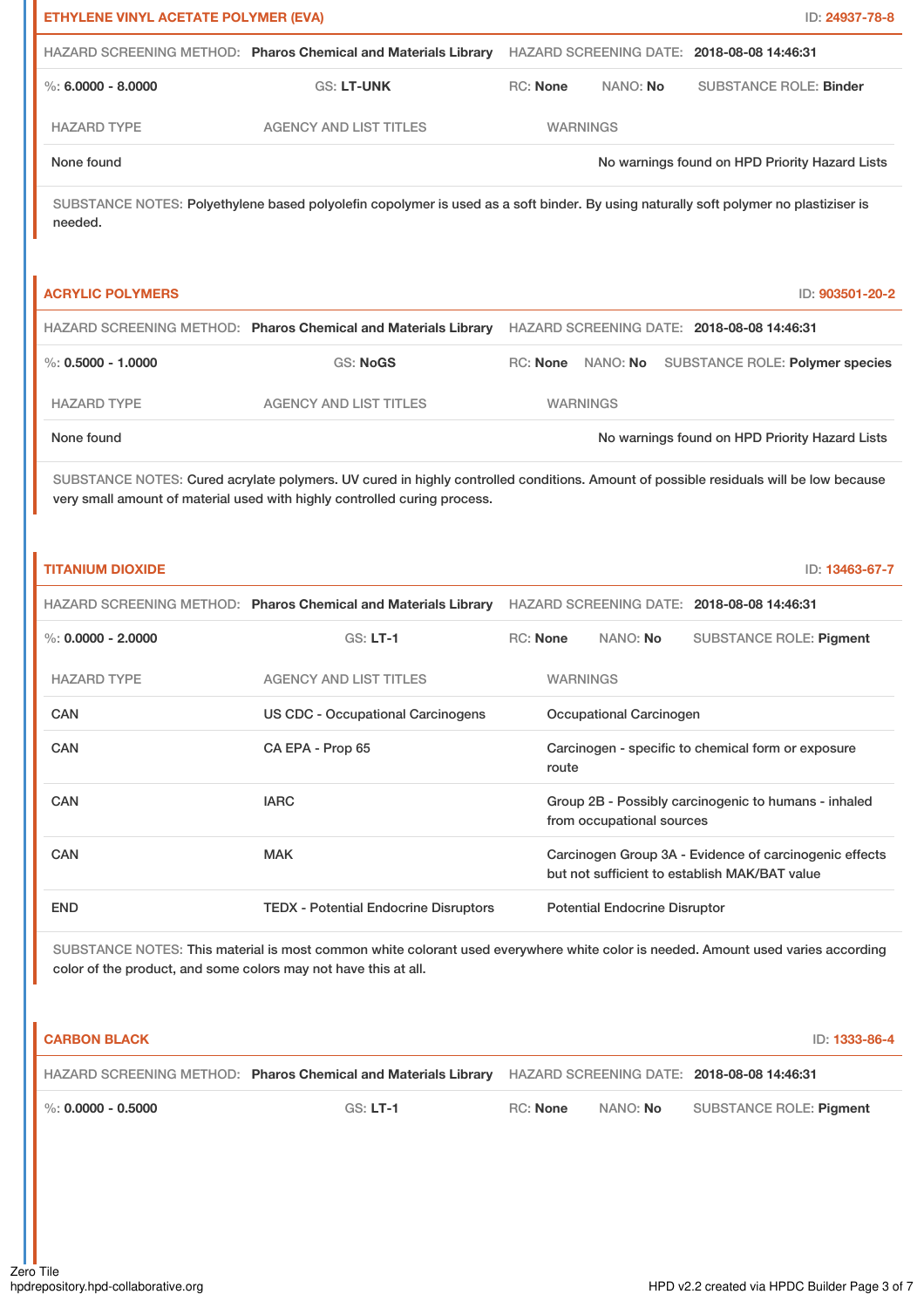## ETHYLENE VINYL ACETATE POLYMER (EVA)

ID: 24937-78-8

HAZARD SCREENING METHOD: **Pharos Chemical and Materials Library** HAZARD SCREENING DATE: **2018-08-08 14:46:31**

%: **6.0000 - 8.0000** GS: **LT-UNK** RC: **None** NANO: **No** SUBSTANCE ROLE: **Binder**

| HAZARD TYPE | AGENCY AND LIST TITLES | WARNINGS |
|---|---|---|
| None found | | No warnings found on HPD Priority Hazard Lists |

SUBSTANCE NOTES: Polyethylene based polyolefin copolymer is used as a soft binder. By using naturally soft polymer no plastiziser is needed.

## ACRYLIC POLYMERS

ID: 903501-20-2

HAZARD SCREENING METHOD: **Pharos Chemical and Materials Library** HAZARD SCREENING DATE: **2018-08-08 14:46:31**

%: **0.5000 - 1.0000** GS: **NoGS** RC: **None** NANO: **No** SUBSTANCE ROLE: **Polymer species**

| HAZARD TYPE | AGENCY AND LIST TITLES | WARNINGS |
|---|---|---|
| None found | | No warnings found on HPD Priority Hazard Lists |

SUBSTANCE NOTES: Cured acrylate polymers. UV cured in highly controlled conditions. Amount of possible residuals will be low because very small amount of material used with highly controlled curing process.

## TITANIUM DIOXIDE

ID: 13463-67-7

HAZARD SCREENING METHOD: **Pharos Chemical and Materials Library** HAZARD SCREENING DATE: **2018-08-08 14:46:31**

%: **0.0000 - 2.0000** GS: **LT-1** RC: **None** NANO: **No** SUBSTANCE ROLE: **Pigment**

| HAZARD TYPE | AGENCY AND LIST TITLES | WARNINGS |
|---|---|---|
| CAN | US CDC - Occupational Carcinogens | Occupational Carcinogen |
| CAN | CA EPA - Prop 65 | Carcinogen - specific to chemical form or exposure route |
| CAN | IARC | Group 2B - Possibly carcinogenic to humans - inhaled from occupational sources |
| CAN | MAK | Carcinogen Group 3A - Evidence of carcinogenic effects but not sufficient to establish MAK/BAT value |
| END | TEDX - Potential Endocrine Disruptors | Potential Endocrine Disruptor |

SUBSTANCE NOTES: This material is most common white colorant used everywhere white color is needed. Amount used varies according color of the product, and some colors may not have this at all.

## CARBON BLACK

ID: 1333-86-4

HAZARD SCREENING METHOD: **Pharos Chemical and Materials Library** HAZARD SCREENING DATE: **2018-08-08 14:46:31**

%: **0.0000 - 0.5000** GS: **LT-1** RC: **None** NANO: **No** SUBSTANCE ROLE: **Pigment**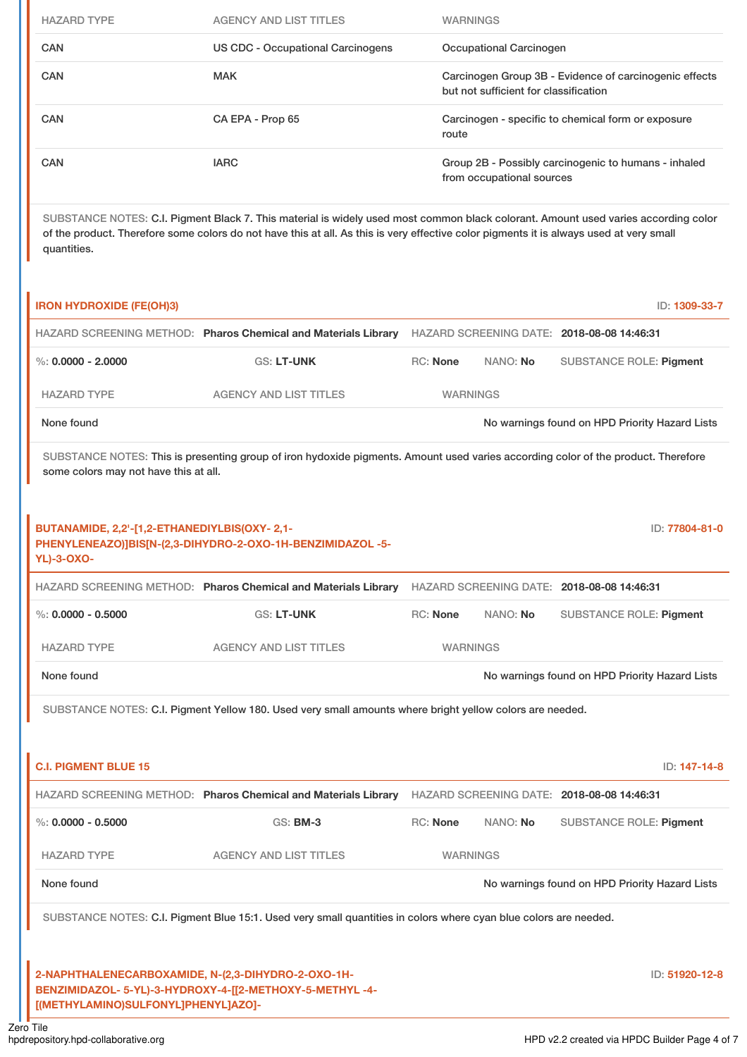| HAZARD TYPE | AGENCY AND LIST TITLES | WARNINGS |
|---|---|---|
| CAN | US CDC - Occupational Carcinogens | Occupational Carcinogen |
| CAN | MAK | Carcinogen Group 3B - Evidence of carcinogenic effects but not sufficient for classification |
| CAN | CA EPA - Prop 65 | Carcinogen - specific to chemical form or exposure route |
| CAN | IARC | Group 2B - Possibly carcinogenic to humans - inhaled from occupational sources |

SUBSTANCE NOTES: C.I. Pigment Black 7. This material is widely used most common black colorant. Amount used varies according color of the product. Therefore some colors do not have this at all. As this is very effective color pigments it is always used at very small quantities.

## IRON HYDROXIDE (FE(OH)3)

ID: 1309-33-7

HAZARD SCREENING METHOD: **Pharos Chemical and Materials Library** HAZARD SCREENING DATE: **2018-08-08 14:46:31**

%: **0.0000 - 2.0000** GS: **LT-UNK** RC: **None** NANO: **No** SUBSTANCE ROLE: **Pigment**

| HAZARD TYPE | AGENCY AND LIST TITLES | WARNINGS |
|---|---|---|
| None found | | No warnings found on HPD Priority Hazard Lists |

SUBSTANCE NOTES: This is presenting group of iron hydoxide pigments. Amount used varies according color of the product. Therefore some colors may not have this at all.

## BUTANAMIDE, 2,2'-[1,2-ETHANEDIYLBIS(OXY- 2,1-PHENYLENEAZO)]BIS[N-(2,3-DIHYDRO-2-OXO-1H-BENZIMIDAZOL -5-YL)-3-OXO-

ID: 77804-81-0

HAZARD SCREENING METHOD: **Pharos Chemical and Materials Library** HAZARD SCREENING DATE: **2018-08-08 14:46:31**

%: **0.0000 - 0.5000** GS: **LT-UNK** RC: **None** NANO: **No** SUBSTANCE ROLE: **Pigment**

| HAZARD TYPE | AGENCY AND LIST TITLES | WARNINGS |
|---|---|---|
| None found | | No warnings found on HPD Priority Hazard Lists |

SUBSTANCE NOTES: C.I. Pigment Yellow 180. Used very small amounts where bright yellow colors are needed.

## C.I. PIGMENT BLUE 15

ID: 147-14-8

HAZARD SCREENING METHOD: **Pharos Chemical and Materials Library** HAZARD SCREENING DATE: **2018-08-08 14:46:31**

%: **0.0000 - 0.5000** GS: **BM-3** RC: **None** NANO: **No** SUBSTANCE ROLE: **Pigment**

| HAZARD TYPE | AGENCY AND LIST TITLES | WARNINGS |
|---|---|---|
| None found | | No warnings found on HPD Priority Hazard Lists |

SUBSTANCE NOTES: C.I. Pigment Blue 15:1. Used very small quantities in colors where cyan blue colors are needed.

## 2-NAPHTHALENECARBOXAMIDE, N-(2,3-DIHYDRO-2-OXO-1H-BENZIMIDAZOL- 5-YL)-3-HYDROXY-4-[[2-METHOXY-5-METHYL -4-[(METHYLAMINO)SULFONYL]PHENYL]AZO]-

ID: 51920-12-8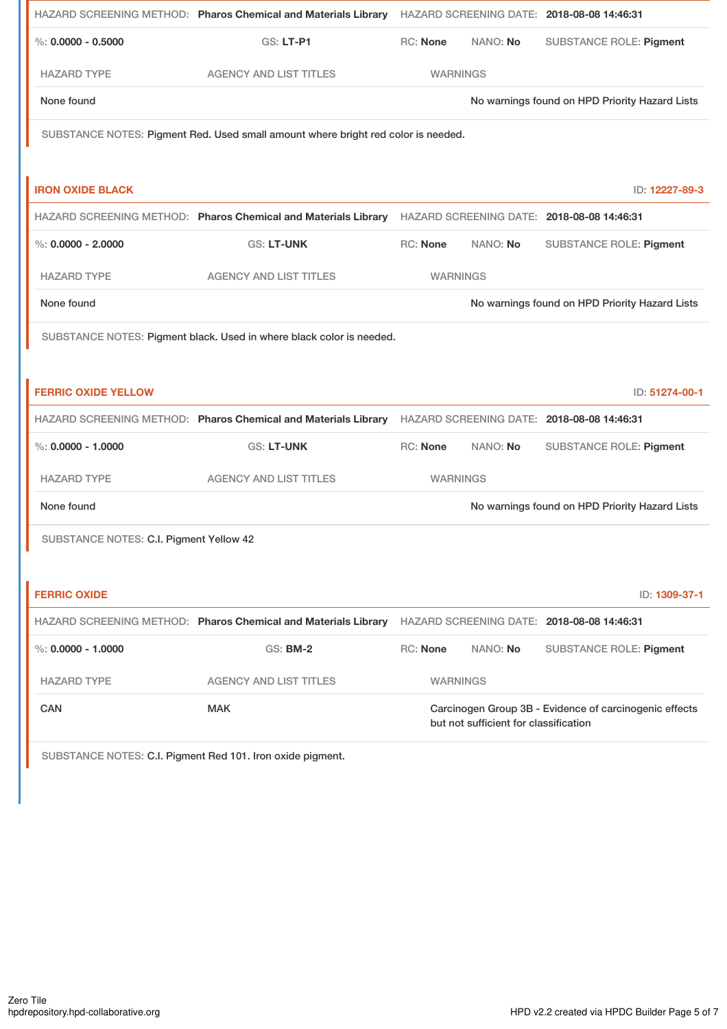HAZARD SCREENING METHOD: **Pharos Chemical and Materials Library** HAZARD SCREENING DATE: **2018-08-08 14:46:31**

%: **0.0000 - 0.5000** GS: **LT-P1** RC: **None** NANO: **No** SUBSTANCE ROLE: **Pigment**

| HAZARD TYPE | AGENCY AND LIST TITLES | WARNINGS |
|---|---|---|
| None found | | No warnings found on HPD Priority Hazard Lists |

SUBSTANCE NOTES: Pigment Red. Used small amount where bright red color is needed.

## IRON OXIDE BLACK

ID: 12227-89-3

HAZARD SCREENING METHOD: **Pharos Chemical and Materials Library** HAZARD SCREENING DATE: **2018-08-08 14:46:31**

%: **0.0000 - 2.0000** GS: **LT-UNK** RC: **None** NANO: **No** SUBSTANCE ROLE: **Pigment**

| HAZARD TYPE | AGENCY AND LIST TITLES | WARNINGS |
|---|---|---|
| None found | | No warnings found on HPD Priority Hazard Lists |

SUBSTANCE NOTES: Pigment black. Used in where black color is needed.

## FERRIC OXIDE YELLOW

ID: 51274-00-1

HAZARD SCREENING METHOD: **Pharos Chemical and Materials Library** HAZARD SCREENING DATE: **2018-08-08 14:46:31**

%: **0.0000 - 1.0000** GS: **LT-UNK** RC: **None** NANO: **No** SUBSTANCE ROLE: **Pigment**

| HAZARD TYPE | AGENCY AND LIST TITLES | WARNINGS |
|---|---|---|
| None found | | No warnings found on HPD Priority Hazard Lists |

SUBSTANCE NOTES: C.I. Pigment Yellow 42

## FERRIC OXIDE

ID: 1309-37-1

HAZARD SCREENING METHOD: **Pharos Chemical and Materials Library** HAZARD SCREENING DATE: **2018-08-08 14:46:31**

%: **0.0000 - 1.0000** GS: **BM-2** RC: **None** NANO: **No** SUBSTANCE ROLE: **Pigment**

| HAZARD TYPE | AGENCY AND LIST TITLES | WARNINGS |
|---|---|---|
| CAN | MAK | Carcinogen Group 3B - Evidence of carcinogenic effects but not sufficient for classification |

SUBSTANCE NOTES: C.I. Pigment Red 101. Iron oxide pigment.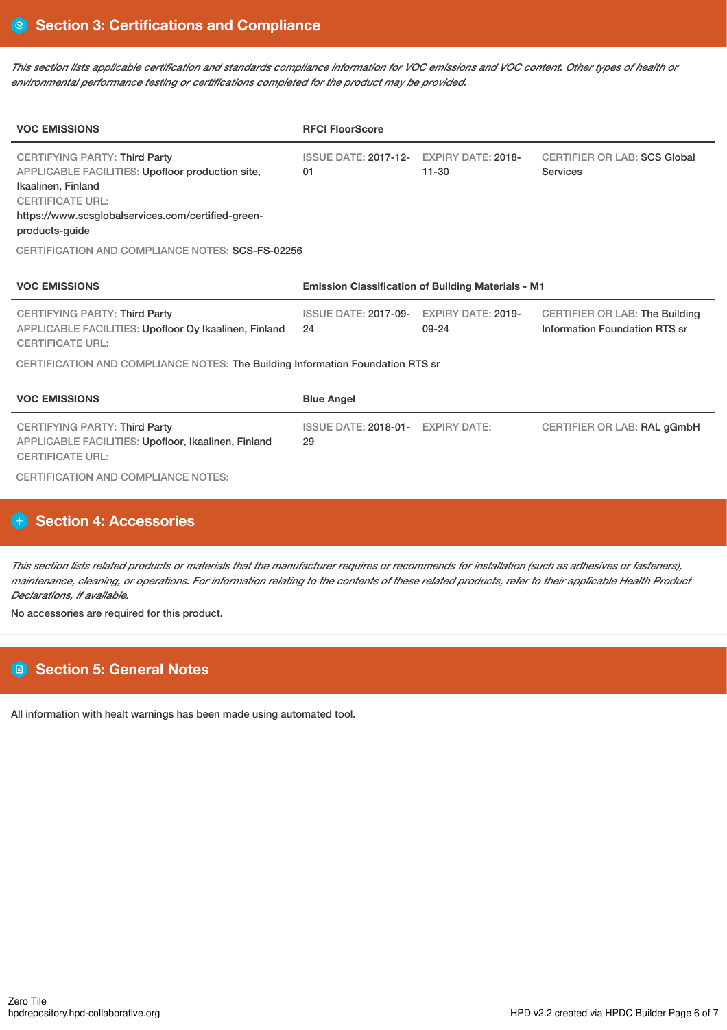## Section 3: Certifications and Compliance

*This section lists applicable certification and standards compliance information for VOC emissions and VOC content. Other types of health or environmental performance testing or certifications completed for the product may be provided.*

| VOC EMISSIONS | RFCI FloorScore | | |
|---|---|---|---|
| CERTIFYING PARTY: Third Party<br>APPLICABLE FACILITIES: Upofloor production site, Ikaalinen, Finland<br>CERTIFICATE URL:<br>https://www.scsglobalservices.com/certified-green-products-guide | ISSUE DATE: 2017-12-01 | EXPIRY DATE: 2018-11-30 | CERTIFIER OR LAB: SCS Global Services |

CERTIFICATION AND COMPLIANCE NOTES: SCS-FS-02256

| VOC EMISSIONS | Emission Classification of Building Materials - M1 | | |
|---|---|---|---|
| CERTIFYING PARTY: Third Party<br>APPLICABLE FACILITIES: Upofloor Oy Ikaalinen, Finland<br>CERTIFICATE URL: | ISSUE DATE: 2017-09-24 | EXPIRY DATE: 2019-09-24 | CERTIFIER OR LAB: The Building Information Foundation RTS sr |

CERTIFICATION AND COMPLIANCE NOTES: The Building Information Foundation RTS sr

| VOC EMISSIONS | Blue Angel | | |
|---|---|---|---|
| CERTIFYING PARTY: Third Party<br>APPLICABLE FACILITIES: Upofloor, Ikaalinen, Finland<br>CERTIFICATE URL: | ISSUE DATE: 2018-01-29 | EXPIRY DATE: | CERTIFIER OR LAB: RAL gGmbH |

CERTIFICATION AND COMPLIANCE NOTES:

## Section 4: Accessories

*This section lists related products or materials that the manufacturer requires or recommends for installation (such as adhesives or fasteners), maintenance, cleaning, or operations. For information relating to the contents of these related products, refer to their applicable Health Product Declarations, if available.*

No accessories are required for this product.

## Section 5: General Notes

All information with healt warnings has been made using automated tool.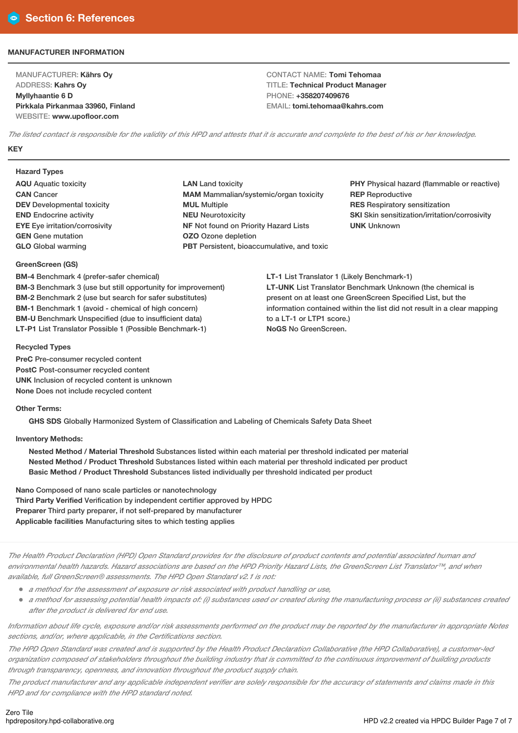## Section 6: References

### MANUFACTURER INFORMATION

MANUFACTURER: **Kährs Oy**
ADDRESS: **Kahrs Oy**
**Myllyhaantie 6 D**
**Pirkkala Pirkanmaa 33960, Finland**
WEBSITE: **www.upofloor.com**

CONTACT NAME: **Tomi Tehomaa**
TITLE: **Technical Product Manager**
PHONE: **+358207409676**
EMAIL: **tomi.tehomaa@kahrs.com**

*The listed contact is responsible for the validity of this HPD and attests that it is accurate and complete to the best of his or her knowledge.*

### KEY

**Hazard Types**

**AQU** Aquatic toxicity
**CAN** Cancer
**DEV** Developmental toxicity
**END** Endocrine activity
**EYE** Eye irritation/corrosivity
**GEN** Gene mutation
**GLO** Global warming
**LAN** Land toxicity
**MAM** Mammalian/systemic/organ toxicity
**MUL** Multiple
**NEU** Neurotoxicity
**NF** Not found on Priority Hazard Lists
**OZO** Ozone depletion
**PBT** Persistent, bioaccumulative, and toxic
**PHY** Physical hazard (flammable or reactive)
**REP** Reproductive
**RES** Respiratory sensitization
**SKI** Skin sensitization/irritation/corrosivity
**UNK** Unknown

**GreenScreen (GS)**

**BM-4** Benchmark 4 (prefer-safer chemical)
**BM-3** Benchmark 3 (use but still opportunity for improvement)
**BM-2** Benchmark 2 (use but search for safer substitutes)
**BM-1** Benchmark 1 (avoid - chemical of high concern)
**BM-U** Benchmark Unspecified (due to insufficient data)
**LT-P1** List Translator Possible 1 (Possible Benchmark-1)
**LT-1** List Translator 1 (Likely Benchmark-1)
**LT-UNK** List Translator Benchmark Unknown (the chemical is present on at least one GreenScreen Specified List, but the information contained within the list did not result in a clear mapping to a LT-1 or LTP1 score.)
**NoGS** No GreenScreen.

**Recycled Types**

**PreC** Pre-consumer recycled content
**PostC** Post-consumer recycled content
**UNK** Inclusion of recycled content is unknown
**None** Does not include recycled content

**Other Terms:**

**GHS SDS** Globally Harmonized System of Classification and Labeling of Chemicals Safety Data Sheet

**Inventory Methods:**

**Nested Method / Material Threshold** Substances listed within each material per threshold indicated per material
**Nested Method / Product Threshold** Substances listed within each material per threshold indicated per product
**Basic Method / Product Threshold** Substances listed individually per threshold indicated per product

**Nano** Composed of nano scale particles or nanotechnology
**Third Party Verified** Verification by independent certifier approved by HPDC
**Preparer** Third party preparer, if not self-prepared by manufacturer
**Applicable facilities** Manufacturing sites to which testing applies

*The Health Product Declaration (HPD) Open Standard provides for the disclosure of product contents and potential associated human and environmental health hazards. Hazard associations are based on the HPD Priority Hazard Lists, the GreenScreen List Translator™, and when available, full GreenScreen® assessments. The HPD Open Standard v2.1 is not:*

- *a method for the assessment of exposure or risk associated with product handling or use,*
- *a method for assessing potential health impacts of: (i) substances used or created during the manufacturing process or (ii) substances created after the product is delivered for end use.*

*Information about life cycle, exposure and/or risk assessments performed on the product may be reported by the manufacturer in appropriate Notes sections, and/or, where applicable, in the Certifications section.*

*The HPD Open Standard was created and is supported by the Health Product Declaration Collaborative (the HPD Collaborative), a customer-led organization composed of stakeholders throughout the building industry that is committed to the continuous improvement of building products through transparency, openness, and innovation throughout the product supply chain.*

*The product manufacturer and any applicable independent verifier are solely responsible for the accuracy of statements and claims made in this HPD and for compliance with the HPD standard noted.*